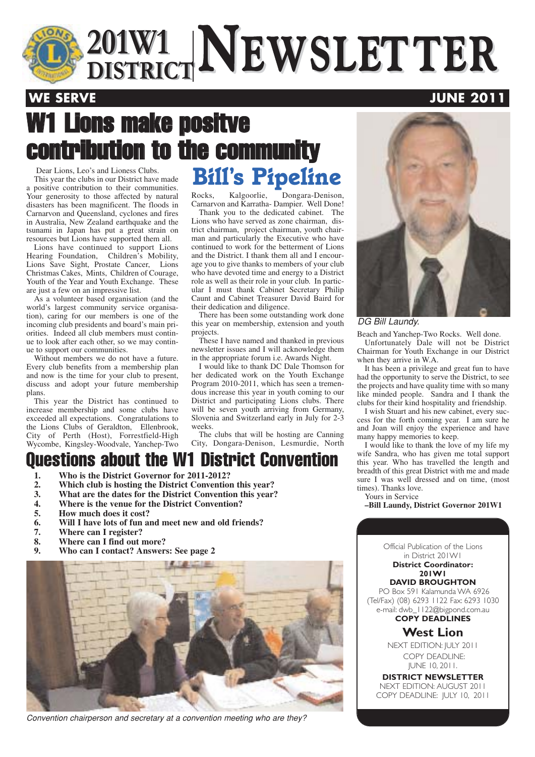# 201W1 DISTRICT NEWSLETTER

**WE SERVE** **JUNE 2011**

# W1 Lions make positve contribution to the community

## Bill's Pipeline

Dear Lions, Leo's and Lioness Clubs.

This year the clubs in our District have made a positive contribution to their communities. Your generosity to those affected by natural disasters has been magnificent. The floods in Carnarvon and Queensland, cyclones and fires in Australia, New Zealand earthquake and the tsunami in Japan has put a great strain on resources but Lions have supported them all.

Lions have continued to support Lions Hearing Foundation, Children's Mobility, Lions Save Sight, Prostate Cancer, Lions Christmas Cakes, Mints, Children of Courage, Youth of the Year and Youth Exchange. These are just a few on an impressive list.

As a volunteer based organisation (and the world's largest community service organisation), caring for our members is one of the incoming club presidents and board's main priorities. Indeed all club members must continue to look after each other, so we may continue to support our communities.

Without members we do not have a future. Every club benefits from a membership plan and now is the time for your club to present, discuss and adopt your future membership plans.

This year the District has continued to increase membership and some clubs have exceeded all expectations. Congratulations to the Lions Clubs of Geraldton, Ellenbrook, City of Perth (Host), Forrestfield-High Wycombe, Kingsley-Woodvale, Yanchep-Two Rocks, Kalgoorlie, Dongara-Denison, Carnarvon and Karratha- Dampier. Well Done!

Thank you to the dedicated cabinet. The Lions who have served as zone chairman, district chairman, project chairman, youth chairman and particularly the Executive who have continued to work for the betterment of Lions and the District. I thank them all and I encourage you to give thanks to members of your club who have devoted time and energy to a District role as well as their role in your club. In particular I must thank Cabinet Secretary Philip Caunt and Cabinet Treasurer David Baird for their dedication and diligence.

There has been some outstanding work done this year on membership, extension and youth projects.

These I have named and thanked in previous newsletter issues and I will acknowledge them in the appropriate forum i.e. Awards Night.

I would like to thank DC Dale Thomson for her dedicated work on the Youth Exchange Program 2010-2011, which has seen a tremendous increase this year in youth coming to our District and participating Lions clubs. There will be seven youth arriving from Germany, Slovenia and Switzerland early in July for 2-3 weeks.

The clubs that will be hosting are Canning City, Dongara-Denison, Lesmurdie, North Beach and Yanchep-Two Rocks. Well done.

Unfortunately Dale will not be District Chairman for Youth Exchange in our District when they arrive in W.A.

It has been a privilege and great fun to have had the opportunity to serve the District, to see the projects and have quality time with so many like minded people. Sandra and I thank the clubs for their kind hospitality and friendship.

I wish Stuart and his new cabinet, every success for the forth coming year. I am sure he and Joan will enjoy the experience and have many happy memories to keep.

I would like to thank the love of my life my wife Sandra, who has given me total support this year. Who has travelled the length and breadth of this great District with me and made sure I was well dressed and on time, (most times). Thanks love.

Yours in Service

**–Bill Laundy, District Governor 201W1**

*DG Bill Laundy.*

# Questions about the W1 District Convention

1. **Who is the District Governor for 2011-2012?**
2. **Which club is hosting the District Convention this year?**
3. **What are the dates for the District Convention this year?**
4. **Where is the venue for the District Convention?**
5. **How much does it cost?**
6. **Will I have lots of fun and meet new and old friends?**
7. **Where can I register?**
8. **Where can I find out more?**
9. **Who can I contact? Answers: See page 2**

*Convention chairperson and secretary at a convention meeting who are they?*

---

Official Publication of the Lions in District 201W1

**District Coordinator: 201W1**
**DAVID BROUGHTON**
PO Box 591 Kalamunda WA 6926
(Tel/Fax) (08) 6293 1122 Fax: 6293 1030
e-mail: dwb_1122@bigpond.com.au

**COPY DEADLINES**

**West Lion**
NEXT EDITION: JULY 2011
COPY DEADLINE: JUNE 10, 2011.

**DISTRICT NEWSLETTER**
NEXT EDITION: AUGUST 2011
COPY DEADLINE: JULY 10, 2011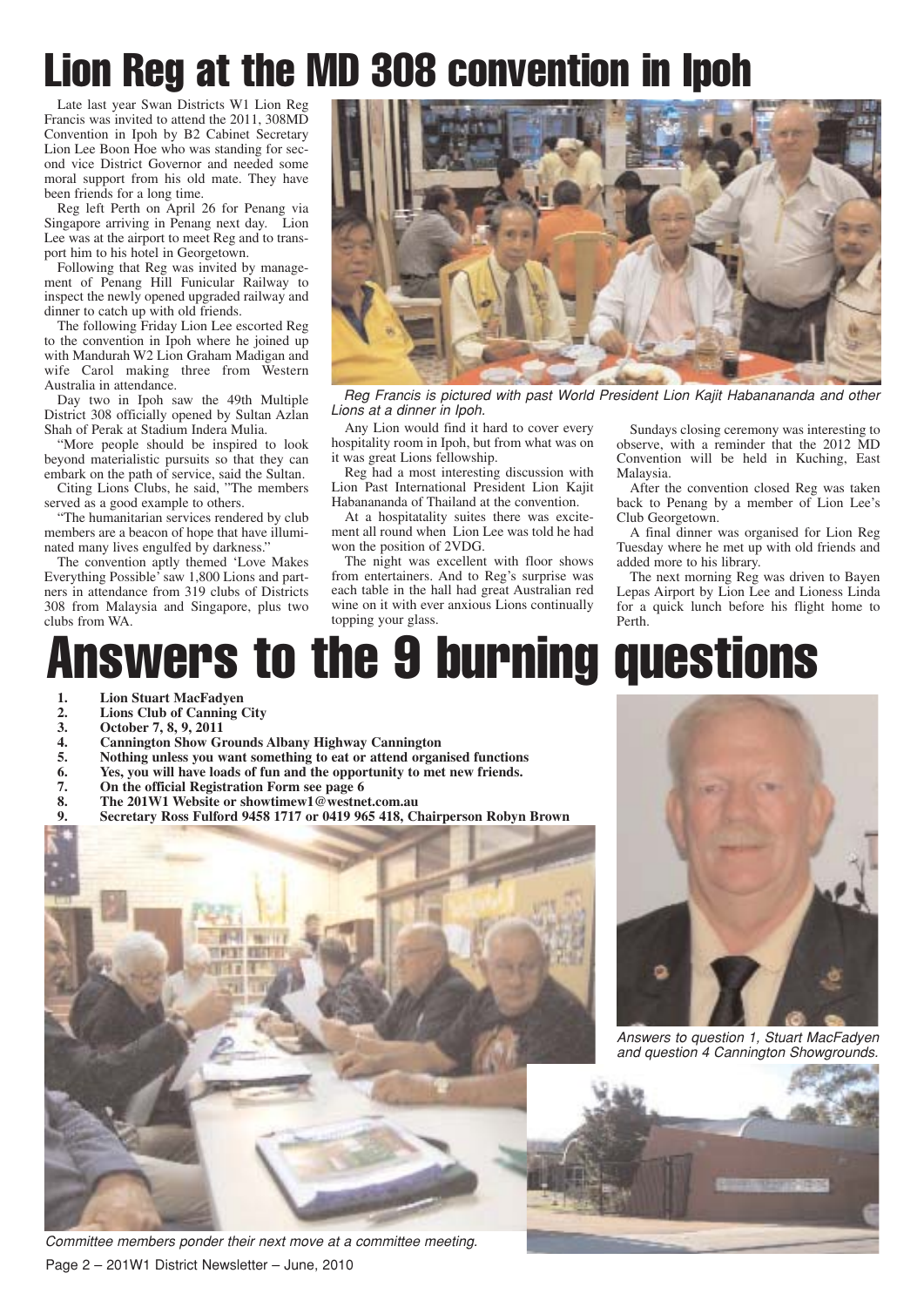# Lion Reg at the MD 308 convention in Ipoh

Late last year Swan Districts W1 Lion Reg Francis was invited to attend the 2011, 308MD Convention in Ipoh by B2 Cabinet Secretary Lion Lee Boon Hoe who was standing for second vice District Governor and needed some moral support from his old mate. They have been friends for a long time.

Reg left Perth on April 26 for Penang via Singapore arriving in Penang next day. Lion Lee was at the airport to meet Reg and to transport him to his hotel in Georgetown.

Following that Reg was invited by management of Penang Hill Funicular Railway to inspect the newly opened upgraded railway and dinner to catch up with old friends.

The following Friday Lion Lee escorted Reg to the convention in Ipoh where he joined up with Mandurah W2 Lion Graham Madigan and wife Carol making three from Western Australia in attendance.

Day two in Ipoh saw the 49th Multiple District 308 officially opened by Sultan Azlan Shah of Perak at Stadium Indera Mulia.

"More people should be inspired to look beyond materialistic pursuits so that they can embark on the path of service, said the Sultan.

Citing Lions Clubs, he said, "The members served as a good example to others.

"The humanitarian services rendered by club members are a beacon of hope that have illuminated many lives engulfed by darkness."

The convention aptly themed 'Love Makes Everything Possible' saw 1,800 Lions and partners in attendance from 319 clubs of Districts 308 from Malaysia and Singapore, plus two clubs from WA.

*Reg Francis is pictured with past World President Lion Kajit Habanananda and other Lions at a dinner in Ipoh.*

Any Lion would find it hard to cover every hospitality room in Ipoh, but from what was on it was great Lions fellowship.

Reg had a most interesting discussion with Lion Past International President Lion Kajit Habanananda of Thailand at the convention.

At a hospitatality suites there was excitement all round when Lion Lee was told he had won the position of 2VDG.

The night was excellent with floor shows from entertainers. And to Reg's surprise was each table in the hall had great Australian red wine on it with ever anxious Lions continually topping your glass.

Sundays closing ceremony was interesting to observe, with a reminder that the 2012 MD Convention will be held in Kuching, East Malaysia.

After the convention closed Reg was taken back to Penang by a member of Lion Lee's Club Georgetown.

A final dinner was organised for Lion Reg Tuesday where he met up with old friends and added more to his library.

The next morning Reg was driven to Bayen Lepas Airport by Lion Lee and Lioness Linda for a quick lunch before his flight home to Perth.

# Answers to the 9 burning questions

1. **Lion Stuart MacFadyen**
2. **Lions Club of Canning City**
3. **October 7, 8, 9, 2011**
4. **Cannington Show Grounds Albany Highway Cannington**
5. **Nothing unless you want something to eat or attend organised functions**
6. **Yes, you will have loads of fun and the opportunity to met new friends.**
7. **On the official Registration Form see page 6**
8. **The 201W1 Website or showtimew1@westnet.com.au**
9. **Secretary Ross Fulford 9458 1717 or 0419 965 418, Chairperson Robyn Brown**

*Answers to question 1, Stuart MacFadyen and question 4 Cannington Showgrounds.*

*Committee members ponder their next move at a committee meeting.*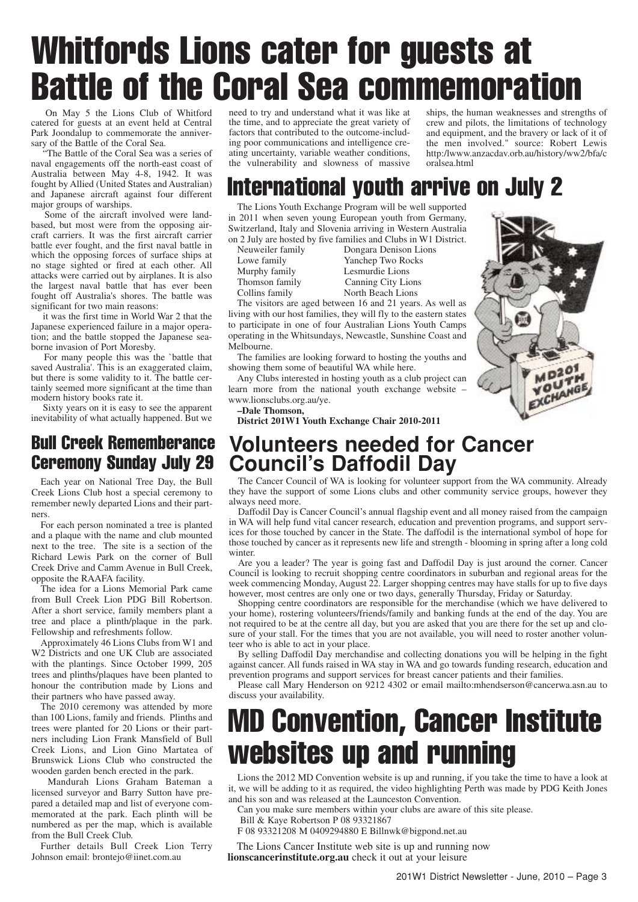# Whitfords Lions cater for guests at Battle of the Coral Sea commemoration

On May 5 the Lions Club of Whitford catered for guests at an event held at Central Park Joondalup to commemorate the anniversary of the Battle of the Coral Sea.

"The Battle of the Coral Sea was a series of naval engagements off the north-east coast of Australia between May 4-8, 1942. It was fought by Allied (United States and Australian) and Japanese aircraft against four different major groups of warships.

Some of the aircraft involved were land-based, but most were from the opposing aircraft carriers. It was the first aircraft carrier battle ever fought, and the first naval battle in which the opposing forces of surface ships at no stage sighted or fired at each other. All attacks were carried out by airplanes. It is also the largest naval battle that has ever been fought off Australia's shores. The battle was significant for two main reasons:

it was the first time in World War 2 that the Japanese experienced failure in a major operation; and the battle stopped the Japanese seaborne invasion of Port Moresby.

For many people this was the `battle that saved Australia'. This is an exaggerated claim, but there is some validity to it. The battle certainly seemed more significant at the time than modern history books rate it.

Sixty years on it is easy to see the apparent inevitability of what actually happened. But we need to try and understand what it was like at the time, and to appreciate the great variety of factors that contributed to the outcome-including poor communications and intelligence creating uncertainty, variable weather conditions, the vulnerability and slowness of massive ships, the human weaknesses and strengths of crew and pilots, the limitations of technology and equipment, and the bravery or lack of it of the men involved." source: Robert Lewis http:/lwww.anzacdav.orb.au/history/ww2/bfa/coralsea.html

## Bull Creek Rememberance Ceremony Sunday July 29

Each year on National Tree Day, the Bull Creek Lions Club host a special ceremony to remember newly departed Lions and their partners.

For each person nominated a tree is planted and a plaque with the name and club mounted next to the tree. The site is a section of the Richard Lewis Park on the corner of Bull Creek Drive and Camm Avenue in Bull Creek, opposite the RAAFA facility.

The idea for a Lions Memorial Park came from Bull Creek Lion PDG Bill Robertson. After a short service, family members plant a tree and place a plinth/plaque in the park. Fellowship and refreshments follow.

Approximately 46 Lions Clubs from W1 and W2 Districts and one UK Club are associated with the plantings. Since October 1999, 205 trees and plinths/plaques have been planted to honour the contribution made by Lions and their partners who have passed away.

The 2010 ceremony was attended by more than 100 Lions, family and friends. Plinths and trees were planted for 20 Lions or their partners including Lion Frank Mansfield of Bull Creek Lions, and Lion Gino Martatea of Brunswick Lions Club who constructed the wooden garden bench erected in the park.

Mandurah Lions Graham Bateman a licensed surveyor and Barry Sutton have prepared a detailed map and list of everyone commemorated at the park. Each plinth will be numbered as per the map, which is available from the Bull Creek Club.

Further details Bull Creek Lion Terry Johnson email: brontejo@iinet.com.au

# International youth arrive on July 2

The Lions Youth Exchange Program will be well supported in 2011 when seven young European youth from Germany, Switzerland, Italy and Slovenia arriving in Western Australia on 2 July are hosted by five families and Clubs in W1 District.

| | |
|---|---|
| Neuweiler family | Dongara Denison Lions |
| Lowe family | Yanchep Two Rocks |
| Murphy family | Lesmurdie Lions |
| Thomson family | Canning City Lions |
| Collins family | North Beach Lions |

The visitors are aged between 16 and 21 years. As well as living with our host families, they will fly to the eastern states to participate in one of four Australian Lions Youth Camps operating in the Whitsundays, Newcastle, Sunshine Coast and Melbourne.

The families are looking forward to hosting the youths and showing them some of beautiful WA while here.

Any Clubs interested in hosting youth as a club project can learn more from the national youth exchange website – www.lionsclubs.org.au/ye.

**–Dale Thomson,**
**District 201W1 Youth Exchange Chair 2010-2011**

# Volunteers needed for Cancer Council's Daffodil Day

The Cancer Council of WA is looking for volunteer support from the WA community. Already they have the support of some Lions clubs and other community service groups, however they always need more.

Daffodil Day is Cancer Council's annual flagship event and all money raised from the campaign in WA will help fund vital cancer research, education and prevention programs, and support services for those touched by cancer in the State. The daffodil is the international symbol of hope for those touched by cancer as it represents new life and strength - blooming in spring after a long cold winter.

Are you a leader? The year is going fast and Daffodil Day is just around the corner. Cancer Council is looking to recruit shopping centre coordinators in suburban and regional areas for the week commencing Monday, August 22. Larger shopping centres may have stalls for up to five days however, most centres are only one or two days, generally Thursday, Friday or Saturday.

Shopping centre coordinators are responsible for the merchandise (which we have delivered to your home), rostering volunteers/friends/family and banking funds at the end of the day. You are not required to be at the centre all day, but you are asked that you are there for the set up and closure of your stall. For the times that you are not available, you will need to roster another volunteer who is able to act in your place.

By selling Daffodil Day merchandise and collecting donations you will be helping in the fight against cancer. All funds raised in WA stay in WA and go towards funding research, education and prevention programs and support services for breast cancer patients and their families.

Please call Mary Henderson on 9212 4302 or email mailto:mhendserson@cancerwa.asn.au to discuss your availability.

# MD Convention, Cancer Institute websites up and running

Lions the 2012 MD Convention website is up and running, if you take the time to have a look at it, we will be adding to it as required, the video highlighting Perth was made by PDG Keith Jones and his son and was released at the Launceston Convention.

Can you make sure members within your clubs are aware of this site please.

Bill & Kaye Robertson P 08 93321867
F 08 93321208 M 0409294880 E Billnwk@bigpond.net.au

The Lions Cancer Institute web site is up and running now **lionscancerinstitute.org.au** check it out at your leisure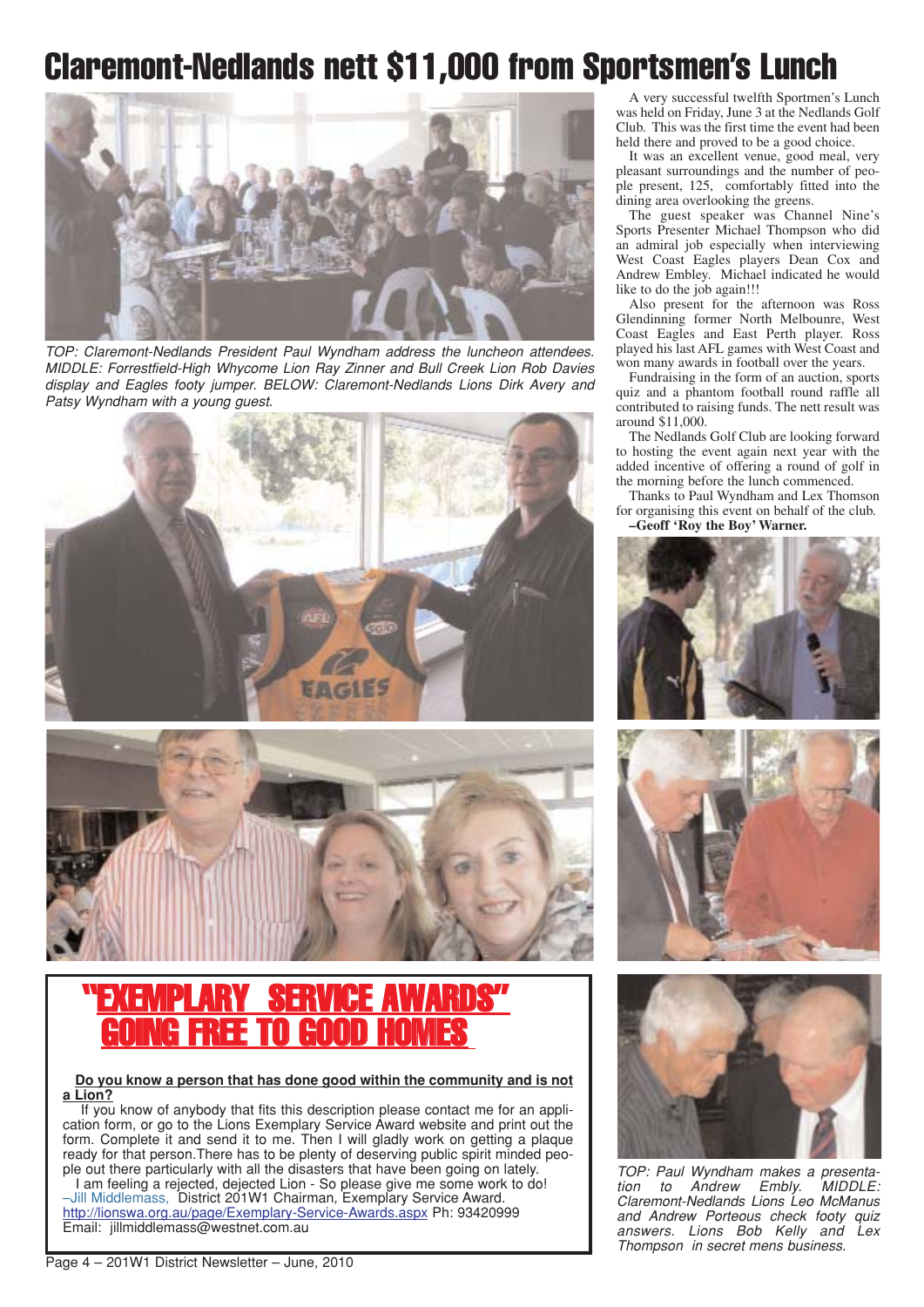# Claremont-Nedlands nett $11,000 from Sportsmen's Lunch

*TOP: Claremont-Nedlands President Paul Wyndham address the luncheon attendees. MIDDLE: Forrestfield-High Whycome Lion Ray Zinner and Bull Creek Lion Rob Davies display and Eagles footy jumper. BELOW: Claremont-Nedlands Lions Dirk Avery and Patsy Wyndham with a young guest.*

A very successful twelfth Sportmen's Lunch was held on Friday, June 3 at the Nedlands Golf Club. This was the first time the event had been held there and proved to be a good choice.

It was an excellent venue, good meal, very pleasant surroundings and the number of people present, 125, comfortably fitted into the dining area overlooking the greens.

The guest speaker was Channel Nine's Sports Presenter Michael Thompson who did an admiral job especially when interviewing West Coast Eagles players Dean Cox and Andrew Embley. Michael indicated he would like to do the job again!!!

Also present for the afternoon was Ross Glendinning former North Melbounre, West Coast Eagles and East Perth player. Ross played his last AFL games with West Coast and won many awards in football over the years.

Fundraising in the form of an auction, sports quiz and a phantom football round raffle all contributed to raising funds. The nett result was around $11,000.

The Nedlands Golf Club are looking forward to hosting the event again next year with the added incentive of offering a round of golf in the morning before the lunch commenced.

Thanks to Paul Wyndham and Lex Thomson for organising this event on behalf of the club.

**–Geoff 'Roy the Boy' Warner.**

*TOP: Paul Wyndham makes a presentation to Andrew Embly. MIDDLE: Claremont-Nedlands Lions Leo McManus and Andrew Porteous check footy quiz answers. Lions Bob Kelly and Lex Thompson in secret mens business.*

## "EXEMPLARY SERVICE AWARDS" GOING FREE TO GOOD HOMES

**Do you know a person that has done good within the community and is not a Lion?**

If you know of anybody that fits this description please contact me for an application form, or go to the Lions Exemplary Service Award website and print out the form. Complete it and send it to me. Then I will gladly work on getting a plaque ready for that person.There has to be plenty of deserving public spirit minded people out there particularly with all the disasters that have been going on lately.

I am feeling a rejected, dejected Lion - So please give me some work to do!

–Jill Middlemass, District 201W1 Chairman, Exemplary Service Award.
http://lionswa.org.au/page/Exemplary-Service-Awards.aspx Ph: 93420999
Email: jillmiddlemass@westnet.com.au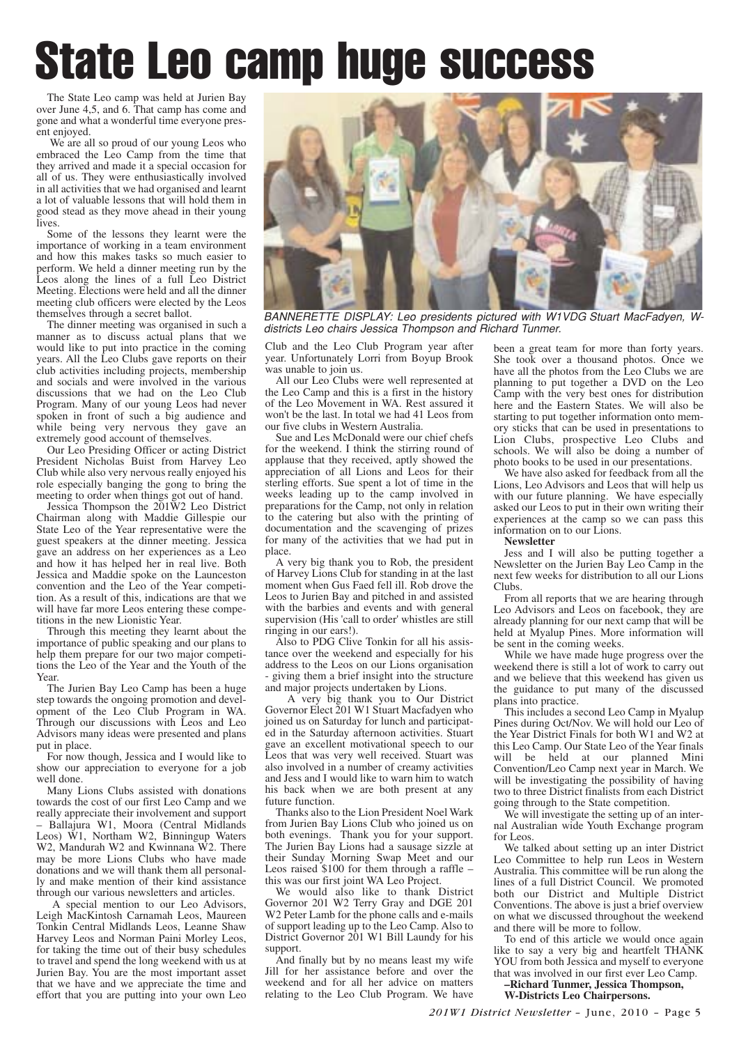# State Leo camp huge success

The State Leo camp was held at Jurien Bay over June 4,5, and 6. That camp has come and gone and what a wonderful time everyone present enjoyed.

We are all so proud of our young Leos who embraced the Leo Camp from the time that they arrived and made it a special occasion for all of us. They were enthusiastically involved in all activities that we had organised and learnt a lot of valuable lessons that will hold them in good stead as they move ahead in their young lives.

Some of the lessons they learnt were the importance of working in a team environment and how this makes tasks so much easier to perform. We held a dinner meeting run by the Leos along the lines of a full Leo District Meeting. Elections were held and all the dinner meeting club officers were elected by the Leos themselves through a secret ballot.

The dinner meeting was organised in such a manner as to discuss actual plans that we would like to put into practice in the coming years. All the Leo Clubs gave reports on their club activities including projects, membership and socials and were involved in the various discussions that we had on the Leo Club Program. Many of our young Leos had never spoken in front of such a big audience and while being very nervous they gave an extremely good account of themselves.

Our Leo Presiding Officer or acting District President Nicholas Buist from Harvey Leo Club while also very nervous really enjoyed his role especially banging the gong to bring the meeting to order when things got out of hand.

Jessica Thompson the 201W2 Leo District Chairman along with Maddie Gillespie our State Leo of the Year representative were the guest speakers at the dinner meeting. Jessica gave an address on her experiences as a Leo and how it has helped her in real live. Both Jessica and Maddie spoke on the Launceston convention and the Leo of the Year competition. As a result of this, indications are that we will have far more Leos entering these competitions in the new Lionistic Year.

Through this meeting they learnt about the importance of public speaking and our plans to help them prepare for our two major competitions the Leo of the Year and the Youth of the Year.

The Jurien Bay Leo Camp has been a huge step towards the ongoing promotion and development of the Leo Club Program in WA. Through our discussions with Leos and Leo Advisors many ideas were presented and plans put in place.

For now though, Jessica and I would like to show our appreciation to everyone for a job well done.

Many Lions Clubs assisted with donations towards the cost of our first Leo Camp and we really appreciate their involvement and support – Ballajura W1, Moora (Central Midlands Leos) W1, Northam W2, Binningup Waters W2, Mandurah W2 and Kwinnana W2. There may be more Lions Clubs who have made donations and we will thank them all personally and make mention of their kind assistance through our various newsletters and articles.

A special mention to our Leo Advisors, Leigh MacKintosh Carnamah Leos, Maureen Tonkin Central Midlands Leos, Leanne Shaw Harvey Leos and Norman Paini Morley Leos, for taking the time out of their busy schedules to travel and spend the long weekend with us at Jurien Bay. You are the most important asset that we have and we appreciate the time and effort that you are putting into your own Leo Club and the Leo Club Program year after year. Unfortunately Lorri from Boyup Brook was unable to join us.

*BANNERETTE DISPLAY: Leo presidents pictured with W1VDG Stuart MacFadyen, W-districts Leo chairs Jessica Thompson and Richard Tunmer.*

All our Leo Clubs were well represented at the Leo Camp and this is a first in the history of the Leo Movement in WA. Rest assured it won't be the last. In total we had 41 Leos from our five clubs in Western Australia.

Sue and Les McDonald were our chief chefs for the weekend. I think the stirring round of applause that they received, aptly showed the appreciation of all Lions and Leos for their sterling efforts. Sue spent a lot of time in the weeks leading up to the camp involved in preparations for the Camp, not only in relation to the catering but also with the printing of documentation and the scavenging of prizes for many of the activities that we had put in place.

A very big thank you to Rob, the president of Harvey Lions Club for standing in at the last moment when Gus Faed fell ill. Rob drove the Leos to Jurien Bay and pitched in and assisted with the barbies and events and with general supervision (His 'call to order' whistles are still ringing in our ears!).

Also to PDG Clive Tonkin for all his assistance over the weekend and especially for his address to the Leos on our Lions organisation - giving them a brief insight into the structure and major projects undertaken by Lions.

A very big thank you to Our District Governor Elect 201 W1 Stuart Macfadyen who joined us on Saturday for lunch and participated in the Saturday afternoon activities. Stuart gave an excellent motivational speech to our Leos that was very well received. Stuart was also involved in a number of creamy activities and Jess and I would like to warn him to watch his back when we are both present at any future function.

Thanks also to the Lion President Noel Wark from Jurien Bay Lions Club who joined us on both evenings. Thank you for your support. The Jurien Bay Lions had a sausage sizzle at their Sunday Morning Swap Meet and our Leos raised $100 for them through a raffle – this was our first joint WA Leo Project.

We would also like to thank District Governor 201 W2 Terry Gray and DGE 201 W2 Peter Lamb for the phone calls and e-mails of support leading up to the Leo Camp. Also to District Governor 201 W1 Bill Laundy for his support.

And finally but by no means least my wife Jill for her assistance before and over the weekend and for all her advice on matters relating to the Leo Club Program. We have been a great team for more than forty years. She took over a thousand photos. Once we have all the photos from the Leo Clubs we are planning to put together a DVD on the Leo Camp with the very best ones for distribution here and the Eastern States. We will also be starting to put together information onto memory sticks that can be used in presentations to Lion Clubs, prospective Leo Clubs and schools. We will also be doing a number of photo books to be used in our presentations.

We have also asked for feedback from all the Lions, Leo Advisors and Leos that will help us with our future planning. We have especially asked our Leos to put in their own writing their experiences at the camp so we can pass this information on to our Lions.

**Newsletter**

Jess and I will also be putting together a Newsletter on the Jurien Bay Leo Camp in the next few weeks for distribution to all our Lions Clubs.

From all reports that we are hearing through Leo Advisors and Leos on facebook, they are already planning for our next camp that will be held at Myalup Pines. More information will be sent in the coming weeks.

While we have made huge progress over the weekend there is still a lot of work to carry out and we believe that this weekend has given us the guidance to put many of the discussed plans into practice.

This includes a second Leo Camp in Myalup Pines during Oct/Nov. We will hold our Leo of the Year District Finals for both W1 and W2 at this Leo Camp. Our State Leo of the Year finals will be held at our planned Mini Convention/Leo Camp next year in March. We will be investigating the possibility of having two to three District finalists from each District going through to the State competition.

We will investigate the setting up of an internal Australian wide Youth Exchange program for Leos.

We talked about setting up an inter District Leo Committee to help run Leos in Western Australia. This committee will be run along the lines of a full District Council. We promoted both our District and Multiple District Conventions. The above is just a brief overview on what we discussed throughout the weekend and there will be more to follow.

To end of this article we would once again like to say a very big and heartfelt THANK YOU from both Jessica and myself to everyone that was involved in our first ever Leo Camp.

**–Richard Tunmer, Jessica Thompson, W-Districts Leo Chairpersons.**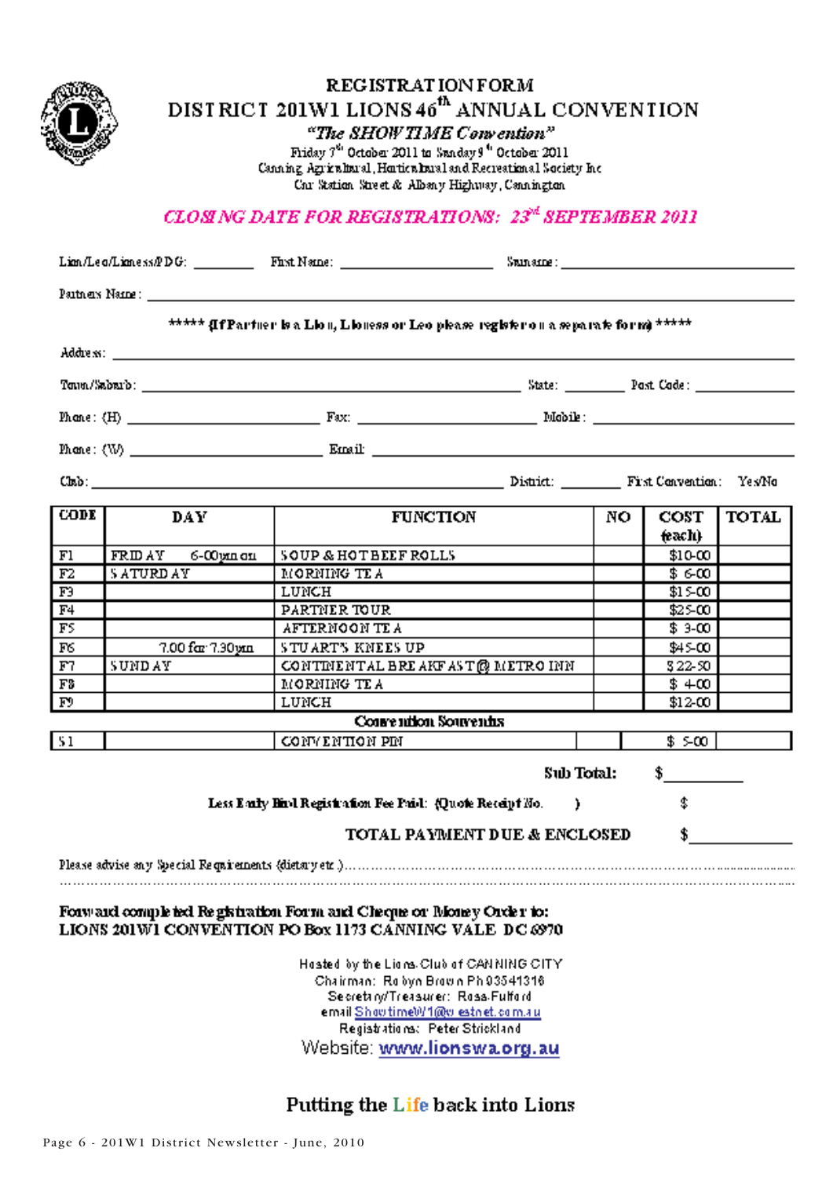# REGISTRATION FORM

## DISTRICT 201W1 LIONS 46th ANNUAL CONVENTION

*"The SHOWTIME Convention"*

Friday 7th October 2011 to Sunday 9th October 2011
Canning Agricultural, Horticultural and Recreational Society Inc
Cnr Station Street & Albany Highway, Cannington

***CLOSING DATE FOR REGISTRATIONS: 23rd SEPTEMBER 2011***

Lion/Leo/Lioness/PDG: ________ First Name: ____________________ Surname: ____________________

Partners Name: ____________________________________________________________

**\*\*\*\*\* (If Partner is a Lion, Lioness or Leo please register on a separate form) \*\*\*\*\***

Address: ____________________________________________________________

Town/Suburb: ______________________________ State: ________ Post Code: ____________

Phone: (H) ____________________ Fax: ____________________ Mobile: ____________________

Phone: (W) ____________________ Email: ________________________________________

Club: ______________________________ District: ________ First Convention: Yes/No

| CODE | DAY | FUNCTION | NO | COST (each) | TOTAL |
|---|---|---|---|---|---|
| F1 | FRIDAY 6-00pm on | SOUP & HOT BEEF ROLLS | | $10-00 | |
| F2 | SATURDAY | MORNING TEA | | $ 6-00 | |
| F3 | | LUNCH | | $15-00 | |
| F4 | | PARTNER TOUR | | $25-00 | |
| F5 | | AFTERNOON TEA | | $ 3-00 | |
| F6 | 7.00 for 7.30pm | STUART'S KNEES UP | | $45-00 | |
| F7 | SUNDAY | CONTINENTAL BREAKFAST @ METRO INN | | $22-50 | |
| F8 | | MORNING TEA | | $ 4-00 | |
| F9 | | LUNCH | | $12-00 | |
| | | **Convention Souvenirs** | | | |
| S1 | | CONVENTION PIN | | $ 5-00 | |

**Sub Total:** $__________

**Less Early Bird Registration Fee Paid: (Quote Receipt No. )** $

**TOTAL PAYMENT DUE & ENCLOSED** $__________

Please advise any Special Requirements (dietary etc.)......................................................................................

..................................................................................................................................................

**Forward completed Registration Form and Cheque or Money Order to:**
**LIONS 201W1 CONVENTION PO Box 1173 CANNING VALE DC 6970**

Hosted by the Lions Club of CANNING CITY
Chairman: Robyn Brown Ph 93541316
Secretary/Treasurer: Rosa Fulford
email ShowtimeW1@westnet.com.au
Registrations: Peter Strickland
Website: **www.lionswa.org.au**

## Putting the Life back into Lions